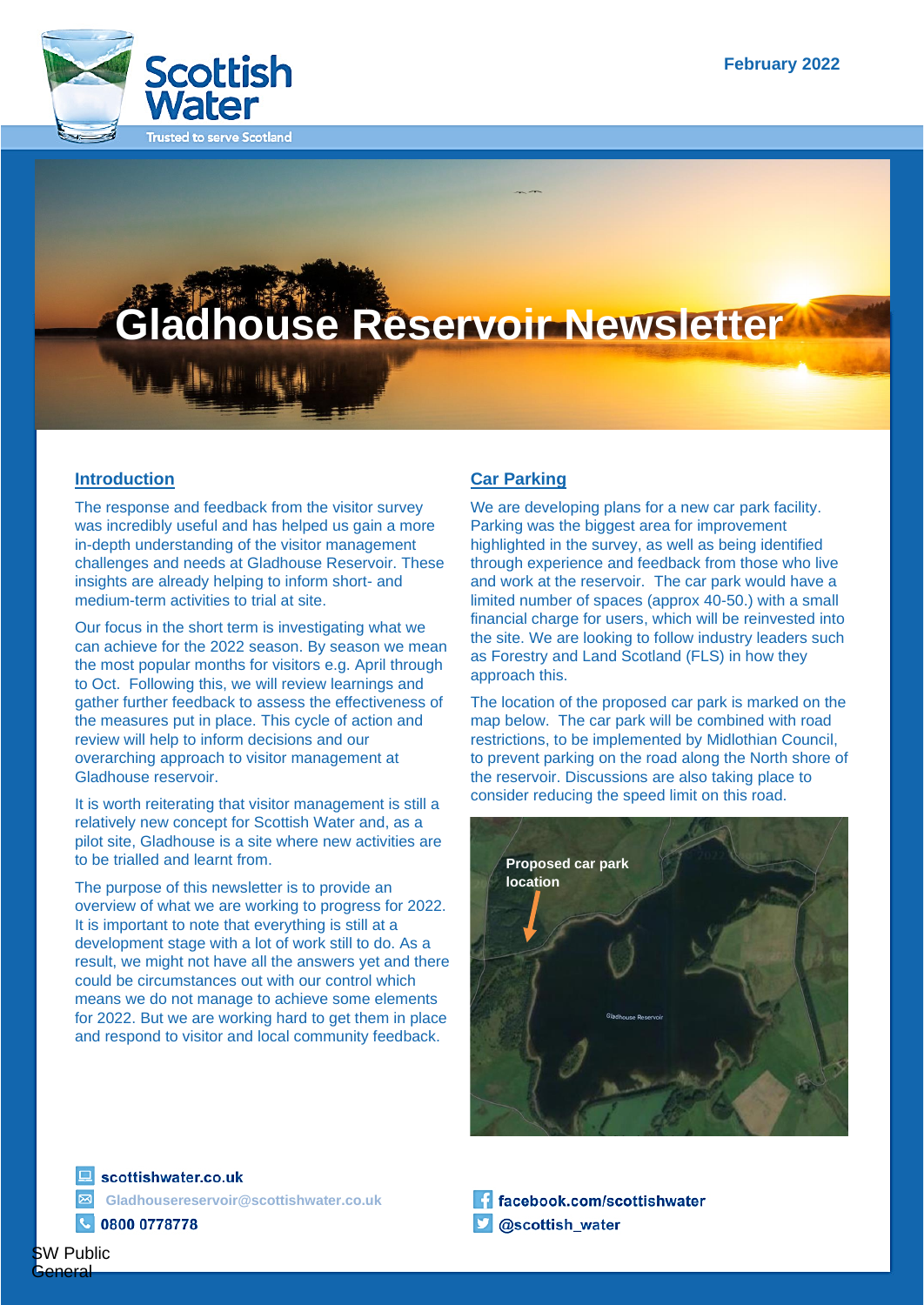February 2022

# Gladhouse Reservoir Newsletter

## Introduction

The response and feedback from the visitor survey was incredibly useful and has helped us gain a more in-depth understanding of the visitor management challenges and needs at Gladhouse Reservoir. These insights are already helping to inform short- and medium-term activities to trial at site.

Our focus in the short term is investigating what we can achieve for the 2022 season. By season we mean the most popular months for visitors e.g. April through to Oct. Following this, we will review learnings and gather further feedback to assess the effectiveness of the measures put in place. This cycle of action and review will help to inform decisions and our overarching approach to visitor management at Gladhouse reservoir.

It is worth reiterating that visitor management is still a relatively new concept for Scottish Water and, as a pilot site, Gladhouse is a site where new activities are to be trialled and learnt from.

The purpose of this newsletter is to provide an overview of what we are working to progress for 2022. It is important to note that everything is still at a development stage with a lot of work still to do. As a result, we might not have all the answers yet and there could be circumstances out with our control which means we do not manage to achieve some elements for 2022. But we are working hard to get them in place and respond to visitor and local community feedback.

## Car Parking

We are developing plans for a new car park facility. Parking was the biggest area for improvement highlighted in the survey, as well as being identified through experience and feedback from those who live and work at the reservoir. The car park would have a limited number of spaces (approx 40-50.) with a small financial charge for users, which will be reinvested into the site. We are looking to follow industry leaders such as Forestry and Land Scotland (FLS) in how they approach this.

The location of the proposed car park is marked on the map below. The car park will be combined with road restrictions, to be implemented by Midlothian Council, to prevent parking on the road along the North shore of the reservoir. Discussions are also taking place to consider reducing the speed limit on this road.

**Proposed car park location**

Gladhouse Reservoir

scottishwater.co.uk

Gladhousereservoir@scottishwater.co.uk

0800 0778778

facebook.com/scottishwater

@scottish_water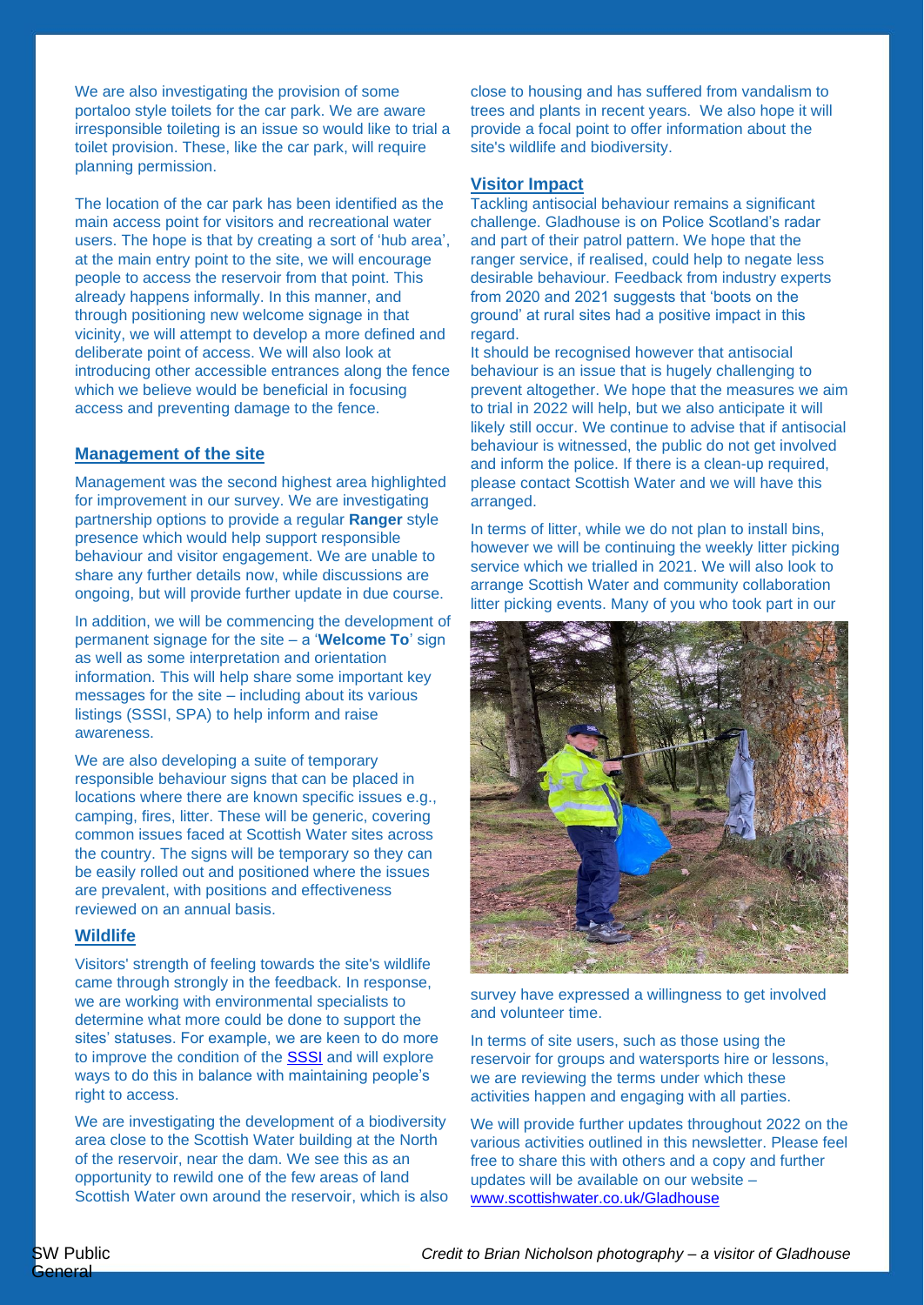We are also investigating the provision of some portaloo style toilets for the car park. We are aware irresponsible toileting is an issue so would like to trial a toilet provision. These, like the car park, will require planning permission.

The location of the car park has been identified as the main access point for visitors and recreational water users. The hope is that by creating a sort of 'hub area', at the main entry point to the site, we will encourage people to access the reservoir from that point. This already happens informally. In this manner, and through positioning new welcome signage in that vicinity, we will attempt to develop a more defined and deliberate point of access. We will also look at introducing other accessible entrances along the fence which we believe would be beneficial in focusing access and preventing damage to the fence.

## Management of the site

Management was the second highest area highlighted for improvement in our survey. We are investigating partnership options to provide a regular **Ranger** style presence which would help support responsible behaviour and visitor engagement. We are unable to share any further details now, while discussions are ongoing, but will provide further update in due course.

In addition, we will be commencing the development of permanent signage for the site – a '**Welcome To**' sign as well as some interpretation and orientation information. This will help share some important key messages for the site – including about its various listings (SSSI, SPA) to help inform and raise awareness.

We are also developing a suite of temporary responsible behaviour signs that can be placed in locations where there are known specific issues e.g., camping, fires, litter. These will be generic, covering common issues faced at Scottish Water sites across the country. The signs will be temporary so they can be easily rolled out and positioned where the issues are prevalent, with positions and effectiveness reviewed on an annual basis.

## Wildlife

Visitors' strength of feeling towards the site's wildlife came through strongly in the feedback. In response, we are working with environmental specialists to determine what more could be done to support the sites' statuses. For example, we are keen to do more to improve the condition of the [SSSI] and will explore ways to do this in balance with maintaining people's right to access.

We are investigating the development of a biodiversity area close to the Scottish Water building at the North of the reservoir, near the dam. We see this as an opportunity to rewild one of the few areas of land Scottish Water own around the reservoir, which is also close to housing and has suffered from vandalism to trees and plants in recent years. We also hope it will provide a focal point to offer information about the site's wildlife and biodiversity.

## Visitor Impact

Tackling antisocial behaviour remains a significant challenge. Gladhouse is on Police Scotland's radar and part of their patrol pattern. We hope that the ranger service, if realised, could help to negate less desirable behaviour. Feedback from industry experts from 2020 and 2021 suggests that 'boots on the ground' at rural sites had a positive impact in this regard.

It should be recognised however that antisocial behaviour is an issue that is hugely challenging to prevent altogether. We hope that the measures we aim to trial in 2022 will help, but we also anticipate it will likely still occur. We continue to advise that if antisocial behaviour is witnessed, the public do not get involved and inform the police. If there is a clean-up required, please contact Scottish Water and we will have this arranged.

In terms of litter, while we do not plan to install bins, however we will be continuing the weekly litter picking service which we trialled in 2021. We will also look to arrange Scottish Water and community collaboration litter picking events. Many of you who took part in our survey have expressed a willingness to get involved and volunteer time.

In terms of site users, such as those using the reservoir for groups and watersports hire or lessons, we are reviewing the terms under which these activities happen and engaging with all parties.

We will provide further updates throughout 2022 on the various activities outlined in this newsletter. Please feel free to share this with others and a copy and further updates will be available on our website – www.scottishwater.co.uk/Gladhouse

*Credit to Brian Nicholson photography – a visitor of Gladhouse*

SW Public
General